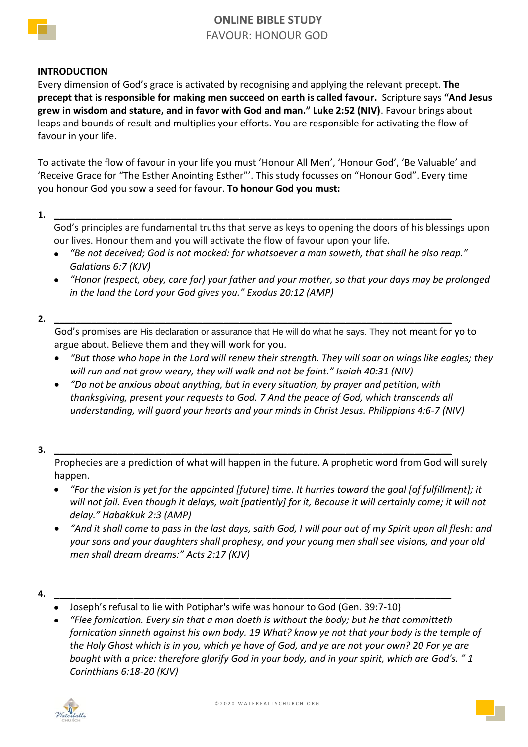# ONLINE BIBLE STUDY

## FAVOUR: HONOUR GOD

**INTRODUCTION**

Every dimension of God's grace is activated by recognising and applying the relevant precept. **The precept that is responsible for making men succeed on earth is called favour.** Scripture says **"And Jesus grew in wisdom and stature, and in favor with God and man." Luke 2:52 (NIV)**. Favour brings about leaps and bounds of result and multiplies your efforts. You are responsible for activating the flow of favour in your life.

To activate the flow of favour in your life you must 'Honour All Men', 'Honour God', 'Be Valuable' and 'Receive Grace for "The Esther Anointing Esther"'. This study focusses on "Honour God". Every time you honour God you sow a seed for favour. **To honour God you must:**

1. **\_\_\_\_\_\_\_\_\_\_\_\_\_\_\_\_\_\_\_\_\_\_\_\_\_\_\_\_\_\_\_\_\_\_\_\_\_\_\_\_\_\_\_\_\_\_\_\_\_\_\_\_\_\_\_\_\_\_\_\_\_\_\_\_\_\_\_\_**

   God's principles are fundamental truths that serve as keys to opening the doors of his blessings upon our lives. Honour them and you will activate the flow of favour upon your life.

   - *"Be not deceived; God is not mocked: for whatsoever a man soweth, that shall he also reap." Galatians 6:7 (KJV)*
   - *"Honor (respect, obey, care for) your father and your mother, so that your days may be prolonged in the land the Lord your God gives you." Exodus 20:12 (AMP)*

2. **\_\_\_\_\_\_\_\_\_\_\_\_\_\_\_\_\_\_\_\_\_\_\_\_\_\_\_\_\_\_\_\_\_\_\_\_\_\_\_\_\_\_\_\_\_\_\_\_\_\_\_\_\_\_\_\_\_\_\_\_\_\_\_\_\_\_\_\_**

   God's promises are His declaration or assurance that He will do what he says. They not meant for yo to argue about. Believe them and they will work for you.

   - *"But those who hope in the Lord will renew their strength. They will soar on wings like eagles; they will run and not grow weary, they will walk and not be faint." Isaiah 40:31 (NIV)*
   - *"Do not be anxious about anything, but in every situation, by prayer and petition, with thanksgiving, present your requests to God. 7 And the peace of God, which transcends all understanding, will guard your hearts and your minds in Christ Jesus. Philippians 4:6-7 (NIV)*

3. **\_\_\_\_\_\_\_\_\_\_\_\_\_\_\_\_\_\_\_\_\_\_\_\_\_\_\_\_\_\_\_\_\_\_\_\_\_\_\_\_\_\_\_\_\_\_\_\_\_\_\_\_\_\_\_\_\_\_\_\_\_\_\_\_\_\_\_\_**

   Prophecies are a prediction of what will happen in the future. A prophetic word from God will surely happen.

   - *"For the vision is yet for the appointed [future] time. It hurries toward the goal [of fulfillment]; it will not fail. Even though it delays, wait [patiently] for it, Because it will certainly come; it will not delay." Habakkuk 2:3 (AMP)*
   - *"And it shall come to pass in the last days, saith God, I will pour out of my Spirit upon all flesh: and your sons and your daughters shall prophesy, and your young men shall see visions, and your old men shall dream dreams:" Acts 2:17 (KJV)*

4. **\_\_\_\_\_\_\_\_\_\_\_\_\_\_\_\_\_\_\_\_\_\_\_\_\_\_\_\_\_\_\_\_\_\_\_\_\_\_\_\_\_\_\_\_\_\_\_\_\_\_\_\_\_\_\_\_\_\_\_\_\_\_\_\_\_\_\_\_**

   - Joseph's refusal to lie with Potiphar's wife was honour to God (Gen. 39:7-10)
   - *"Flee fornication. Every sin that a man doeth is without the body; but he that committeth fornication sinneth against his own body. 19 What? know ye not that your body is the temple of the Holy Ghost which is in you, which ye have of God, and ye are not your own? 20 For ye are bought with a price: therefore glorify God in your body, and in your spirit, which are God's. " 1 Corinthians 6:18-20 (KJV)*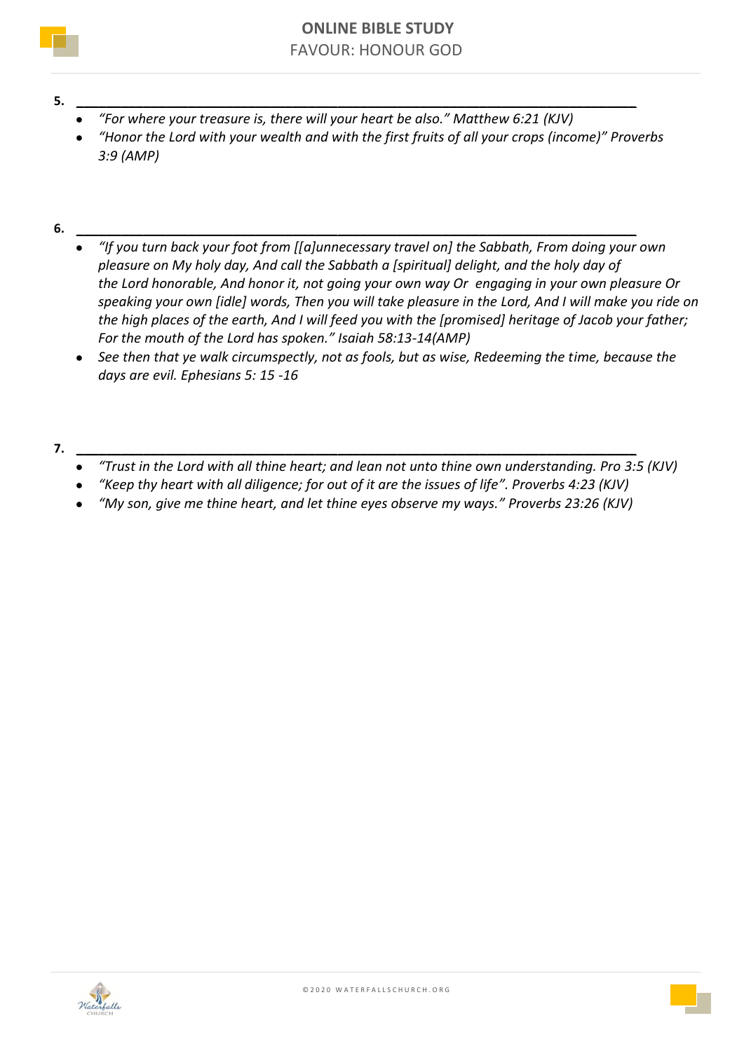5. \_\_\_\_\_\_\_\_\_\_\_\_\_\_\_\_\_\_\_\_\_\_\_\_\_\_\_\_\_\_\_\_\_\_\_\_\_\_\_\_\_\_\_\_\_\_\_\_\_\_\_\_\_\_\_\_\_\_\_\_\_\_\_\_\_\_\_\_\_\_\_\_\_\_\_

- *“For where your treasure is, there will your heart be also.” Matthew 6:21 (KJV)*
- *“Honor the Lord with your wealth and with the first fruits of all your crops (income)” Proverbs 3:9 (AMP)*

6. \_\_\_\_\_\_\_\_\_\_\_\_\_\_\_\_\_\_\_\_\_\_\_\_\_\_\_\_\_\_\_\_\_\_\_\_\_\_\_\_\_\_\_\_\_\_\_\_\_\_\_\_\_\_\_\_\_\_\_\_\_\_\_\_\_\_\_\_\_\_\_\_\_\_\_

- *“If you turn back your foot from [[a]unnecessary travel on] the Sabbath, From doing your own pleasure on My holy day, And call the Sabbath a [spiritual] delight, and the holy day of the Lord honorable, And honor it, not going your own way Or engaging in your own pleasure Or speaking your own [idle] words, Then you will take pleasure in the Lord, And I will make you ride on the high places of the earth, And I will feed you with the [promised] heritage of Jacob your father; For the mouth of the Lord has spoken.” Isaiah 58:13-14(AMP)*
- *See then that ye walk circumspectly, not as fools, but as wise, Redeeming the time, because the days are evil. Ephesians 5: 15 -16*

7. \_\_\_\_\_\_\_\_\_\_\_\_\_\_\_\_\_\_\_\_\_\_\_\_\_\_\_\_\_\_\_\_\_\_\_\_\_\_\_\_\_\_\_\_\_\_\_\_\_\_\_\_\_\_\_\_\_\_\_\_\_\_\_\_\_\_\_\_\_\_\_\_\_\_\_

- *“Trust in the Lord with all thine heart; and lean not unto thine own understanding. Pro 3:5 (KJV)*
- *“Keep thy heart with all diligence; for out of it are the issues of life”. Proverbs 4:23 (KJV)*
- *“My son, give me thine heart, and let thine eyes observe my ways.” Proverbs 23:26 (KJV)*